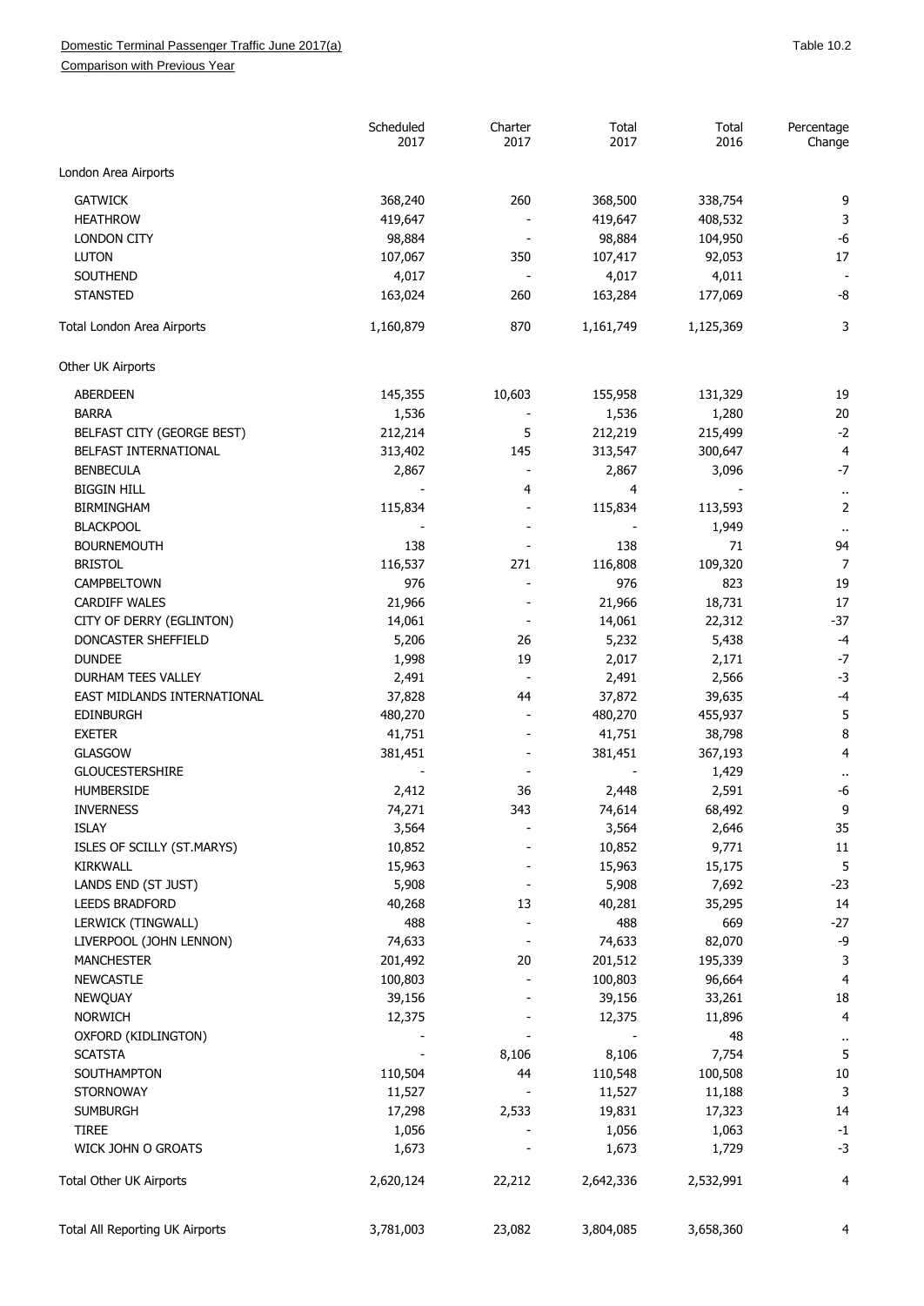Domestic Terminal Passenger Traffic June 2017(a)

Comparison with Previous Year

Table 10.2

| | Scheduled 2017 | Charter 2017 | Total 2017 | Total 2016 | Percentage Change |
|---|---|---|---|---|---|
| **London Area Airports** | | | | | |
| GATWICK | 368,240 | 260 | 368,500 | 338,754 | 9 |
| HEATHROW | 419,647 | - | 419,647 | 408,532 | 3 |
| LONDON CITY | 98,884 | - | 98,884 | 104,950 | -6 |
| LUTON | 107,067 | 350 | 107,417 | 92,053 | 17 |
| SOUTHEND | 4,017 | - | 4,017 | 4,011 | - |
| STANSTED | 163,024 | 260 | 163,284 | 177,069 | -8 |
| Total London Area Airports | 1,160,879 | 870 | 1,161,749 | 1,125,369 | 3 |
| **Other UK Airports** | | | | | |
| ABERDEEN | 145,355 | 10,603 | 155,958 | 131,329 | 19 |
| BARRA | 1,536 | - | 1,536 | 1,280 | 20 |
| BELFAST CITY (GEORGE BEST) | 212,214 | 5 | 212,219 | 215,499 | -2 |
| BELFAST INTERNATIONAL | 313,402 | 145 | 313,547 | 300,647 | 4 |
| BENBECULA | 2,867 | - | 2,867 | 3,096 | -7 |
| BIGGIN HILL | - | 4 | 4 | - | .. |
| BIRMINGHAM | 115,834 | - | 115,834 | 113,593 | 2 |
| BLACKPOOL | - | - | - | 1,949 | .. |
| BOURNEMOUTH | 138 | - | 138 | 71 | 94 |
| BRISTOL | 116,537 | 271 | 116,808 | 109,320 | 7 |
| CAMPBELTOWN | 976 | - | 976 | 823 | 19 |
| CARDIFF WALES | 21,966 | - | 21,966 | 18,731 | 17 |
| CITY OF DERRY (EGLINTON) | 14,061 | - | 14,061 | 22,312 | -37 |
| DONCASTER SHEFFIELD | 5,206 | 26 | 5,232 | 5,438 | -4 |
| DUNDEE | 1,998 | 19 | 2,017 | 2,171 | -7 |
| DURHAM TEES VALLEY | 2,491 | - | 2,491 | 2,566 | -3 |
| EAST MIDLANDS INTERNATIONAL | 37,828 | 44 | 37,872 | 39,635 | -4 |
| EDINBURGH | 480,270 | - | 480,270 | 455,937 | 5 |
| EXETER | 41,751 | - | 41,751 | 38,798 | 8 |
| GLASGOW | 381,451 | - | 381,451 | 367,193 | 4 |
| GLOUCESTERSHIRE | - | - | - | 1,429 | .. |
| HUMBERSIDE | 2,412 | 36 | 2,448 | 2,591 | -6 |
| INVERNESS | 74,271 | 343 | 74,614 | 68,492 | 9 |
| ISLAY | 3,564 | - | 3,564 | 2,646 | 35 |
| ISLES OF SCILLY (ST.MARYS) | 10,852 | - | 10,852 | 9,771 | 11 |
| KIRKWALL | 15,963 | - | 15,963 | 15,175 | 5 |
| LANDS END (ST JUST) | 5,908 | - | 5,908 | 7,692 | -23 |
| LEEDS BRADFORD | 40,268 | 13 | 40,281 | 35,295 | 14 |
| LERWICK (TINGWALL) | 488 | - | 488 | 669 | -27 |
| LIVERPOOL (JOHN LENNON) | 74,633 | - | 74,633 | 82,070 | -9 |
| MANCHESTER | 201,492 | 20 | 201,512 | 195,339 | 3 |
| NEWCASTLE | 100,803 | - | 100,803 | 96,664 | 4 |
| NEWQUAY | 39,156 | - | 39,156 | 33,261 | 18 |
| NORWICH | 12,375 | - | 12,375 | 11,896 | 4 |
| OXFORD (KIDLINGTON) | - | - | - | 48 | .. |
| SCATSTA | - | 8,106 | 8,106 | 7,754 | 5 |
| SOUTHAMPTON | 110,504 | 44 | 110,548 | 100,508 | 10 |
| STORNOWAY | 11,527 | - | 11,527 | 11,188 | 3 |
| SUMBURGH | 17,298 | 2,533 | 19,831 | 17,323 | 14 |
| TIREE | 1,056 | - | 1,056 | 1,063 | -1 |
| WICK JOHN O GROATS | 1,673 | - | 1,673 | 1,729 | -3 |
| Total Other UK Airports | 2,620,124 | 22,212 | 2,642,336 | 2,532,991 | 4 |
| Total All Reporting UK Airports | 3,781,003 | 23,082 | 3,804,085 | 3,658,360 | 4 |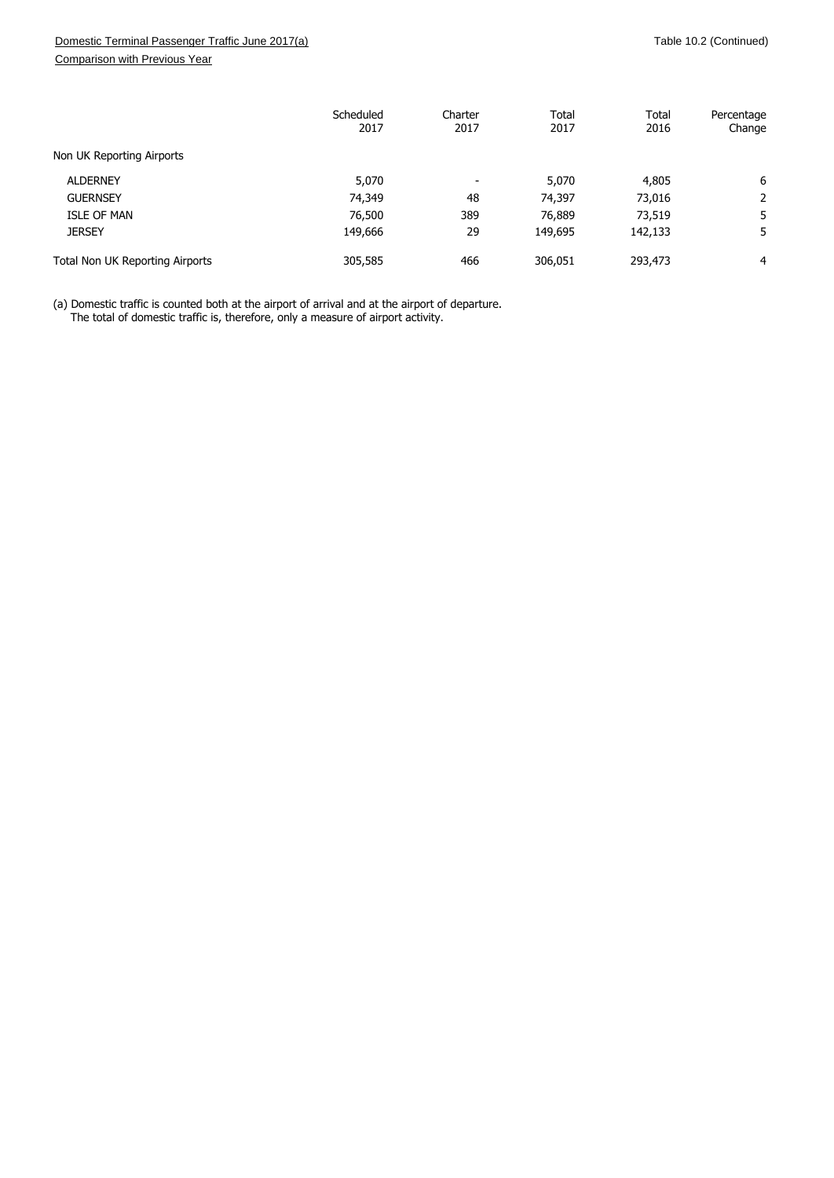Domestic Terminal Passenger Traffic June 2017(a)

Comparison with Previous Year

Table 10.2 (Continued)

| | Scheduled 2017 | Charter 2017 | Total 2017 | Total 2016 | Percentage Change |
|---|---|---|---|---|---|
| Non UK Reporting Airports | | | | | |
| ALDERNEY | 5,070 | - | 5,070 | 4,805 | 6 |
| GUERNSEY | 74,349 | 48 | 74,397 | 73,016 | 2 |
| ISLE OF MAN | 76,500 | 389 | 76,889 | 73,519 | 5 |
| JERSEY | 149,666 | 29 | 149,695 | 142,133 | 5 |
| Total Non UK Reporting Airports | 305,585 | 466 | 306,051 | 293,473 | 4 |

(a) Domestic traffic is counted both at the airport of arrival and at the airport of departure.
The total of domestic traffic is, therefore, only a measure of airport activity.